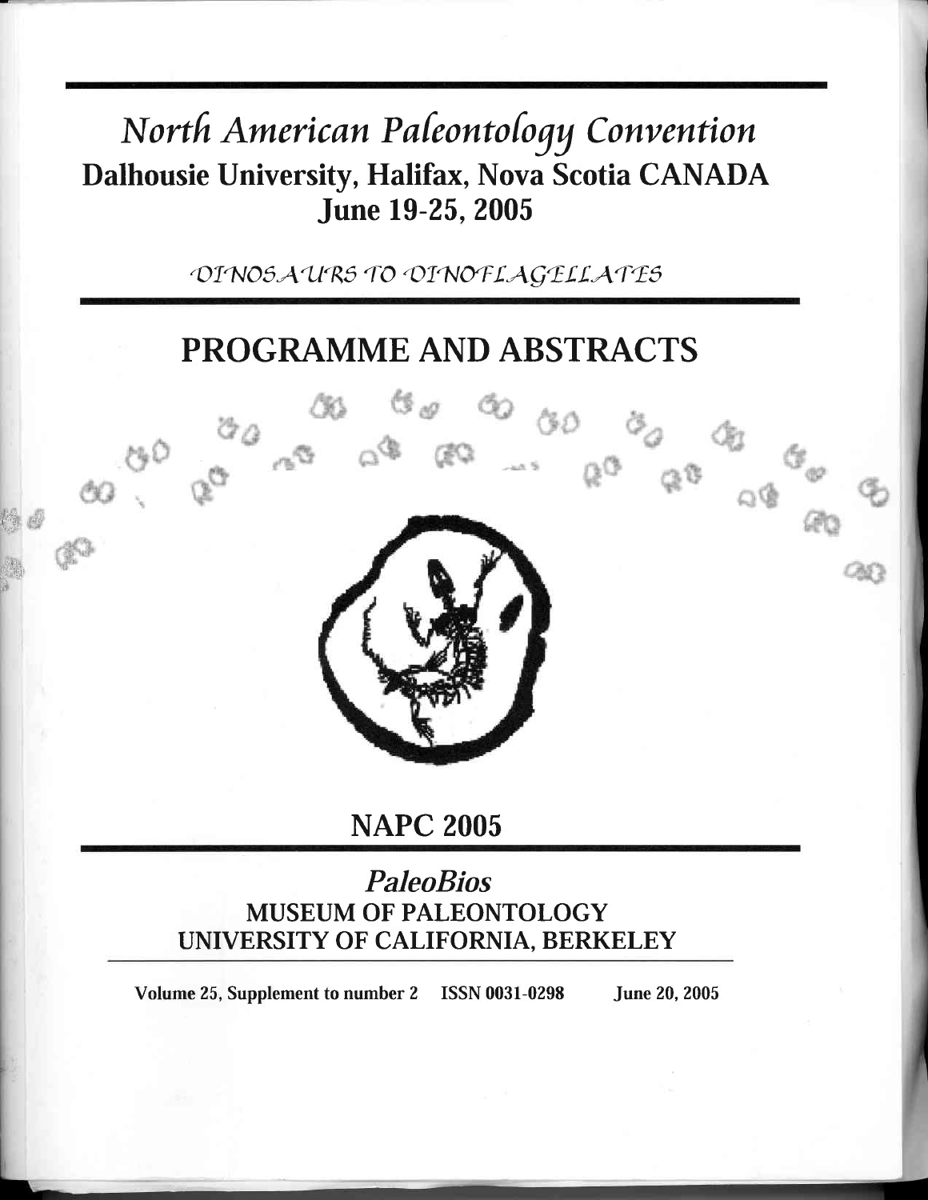# *North American Paleontology Convention*

## Dalhousie University, Halifax, Nova Scotia CANADA

## June 19-25, 2005

*DINOSAURS TO DINOFLAGELLATES*

# PROGRAMME AND ABSTRACTS

## NAPC 2005

### *PaleoBios*

### MUSEUM OF PALEONTOLOGY
### UNIVERSITY OF CALIFORNIA, BERKELEY

**Volume 25, Supplement to number 2 ISSN 0031-0298 June 20, 2005**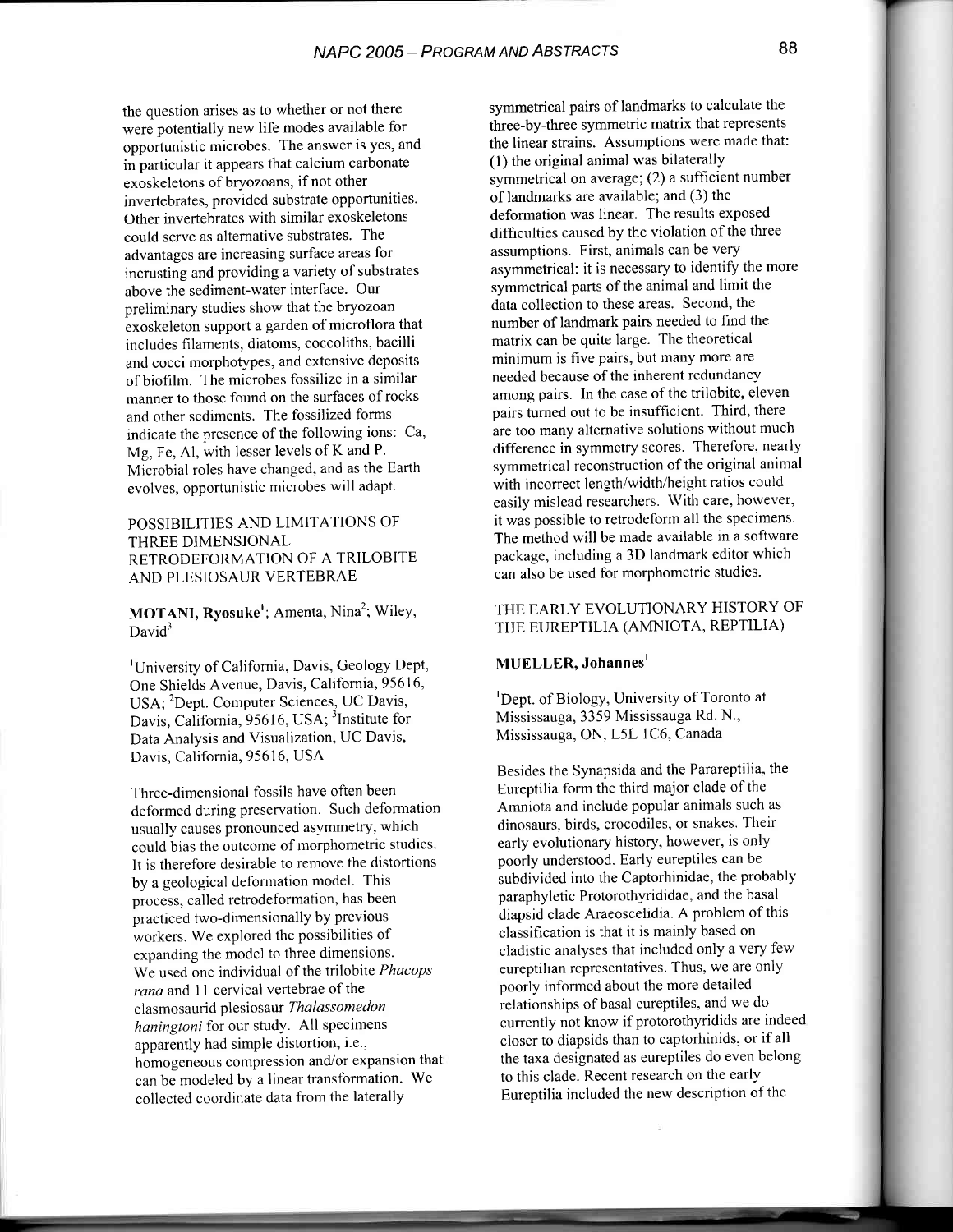the question arises as to whether or not there were potentially new life modes available for opportunistic microbes. The answer is yes, and in particular it appears that calcium carbonate exoskeletons of bryozoans, if not other invertebrates, provided substrate opportunities. Other invertebrates with similar exoskeletons could serve as alternative substrates. The advantages are increasing surface areas for incrusting and providing a variety of substrates above the sediment-water interface. Our preliminary studies show that the bryozoan exoskeleton support a garden of microflora that includes filaments, diatoms, coccoliths, bacilli and cocci morphotypes, and extensive deposits of biofilm. The microbes fossilize in a similar manner to those found on the surfaces of rocks and other sediments. The fossilized forms indicate the presence of the following ions: Ca, Mg, Fe, Al, with lesser levels of K and P. Microbial roles have changed, and as the Earth evolves, opportunistic microbes will adapt.

## POSSIBILITIES AND LIMITATIONS OF THREE DIMENSIONAL RETRODEFORMATION OF A TRILOBITE AND PLESIOSAUR VERTEBRAE

**MOTANI, Ryosuke**[1]; Amenta, Nina[2]; Wiley, David[3]

[1]University of California, Davis, Geology Dept, One Shields Avenue, Davis, California, 95616, USA; [2]Dept. Computer Sciences, UC Davis, Davis, California, 95616, USA; [3]Institute for Data Analysis and Visualization, UC Davis, Davis, California, 95616, USA

Three-dimensional fossils have often been deformed during preservation. Such deformation usually causes pronounced asymmetry, which could bias the outcome of morphometric studies. It is therefore desirable to remove the distortions by a geological deformation model. This process, called retrodeformation, has been practiced two-dimensionally by previous workers. We explored the possibilities of expanding the model to three dimensions. We used one individual of the trilobite *Phacops rana* and 11 cervical vertebrae of the elasmosaurid plesiosaur *Thalassomedon haningtoni* for our study. All specimens apparently had simple distortion, i.e., homogeneous compression and/or expansion that can be modeled by a linear transformation. We collected coordinate data from the laterally symmetrical pairs of landmarks to calculate the three-by-three symmetric matrix that represents the linear strains. Assumptions were made that: (1) the original animal was bilaterally symmetrical on average; (2) a sufficient number of landmarks are available; and (3) the deformation was linear. The results exposed difficulties caused by the violation of the three assumptions. First, animals can be very asymmetrical: it is necessary to identify the more symmetrical parts of the animal and limit the data collection to these areas. Second, the number of landmark pairs needed to find the matrix can be quite large. The theoretical minimum is five pairs, but many more are needed because of the inherent redundancy among pairs. In the case of the trilobite, eleven pairs turned out to be insufficient. Third, there are too many alternative solutions without much difference in symmetry scores. Therefore, nearly symmetrical reconstruction of the original animal with incorrect length/width/height ratios could easily mislead researchers. With care, however, it was possible to retrodeform all the specimens. The method will be made available in a software package, including a 3D landmark editor which can also be used for morphometric studies.

## THE EARLY EVOLUTIONARY HISTORY OF THE EUREPTILIA (AMNIOTA, REPTILIA)

**MUELLER, Johannes**[1]

[1]Dept. of Biology, University of Toronto at Mississauga, 3359 Mississauga Rd. N., Mississauga, ON, L5L 1C6, Canada

Besides the Synapsida and the Parareptilia, the Eureptilia form the third major clade of the Amniota and include popular animals such as dinosaurs, birds, crocodiles, or snakes. Their early evolutionary history, however, is only poorly understood. Early eureptiles can be subdivided into the Captorhinidae, the probably paraphyletic Protorothyrididae, and the basal diapsid clade Araeoscelidia. A problem of this classification is that it is mainly based on cladistic analyses that included only a very few eureptilian representatives. Thus, we are only poorly informed about the more detailed relationships of basal eureptiles, and we do currently not know if protorothyridids are indeed closer to diapsids than to captorhinids, or if all the taxa designated as eureptiles do even belong to this clade. Recent research on the early Eureptilia included the new description of the